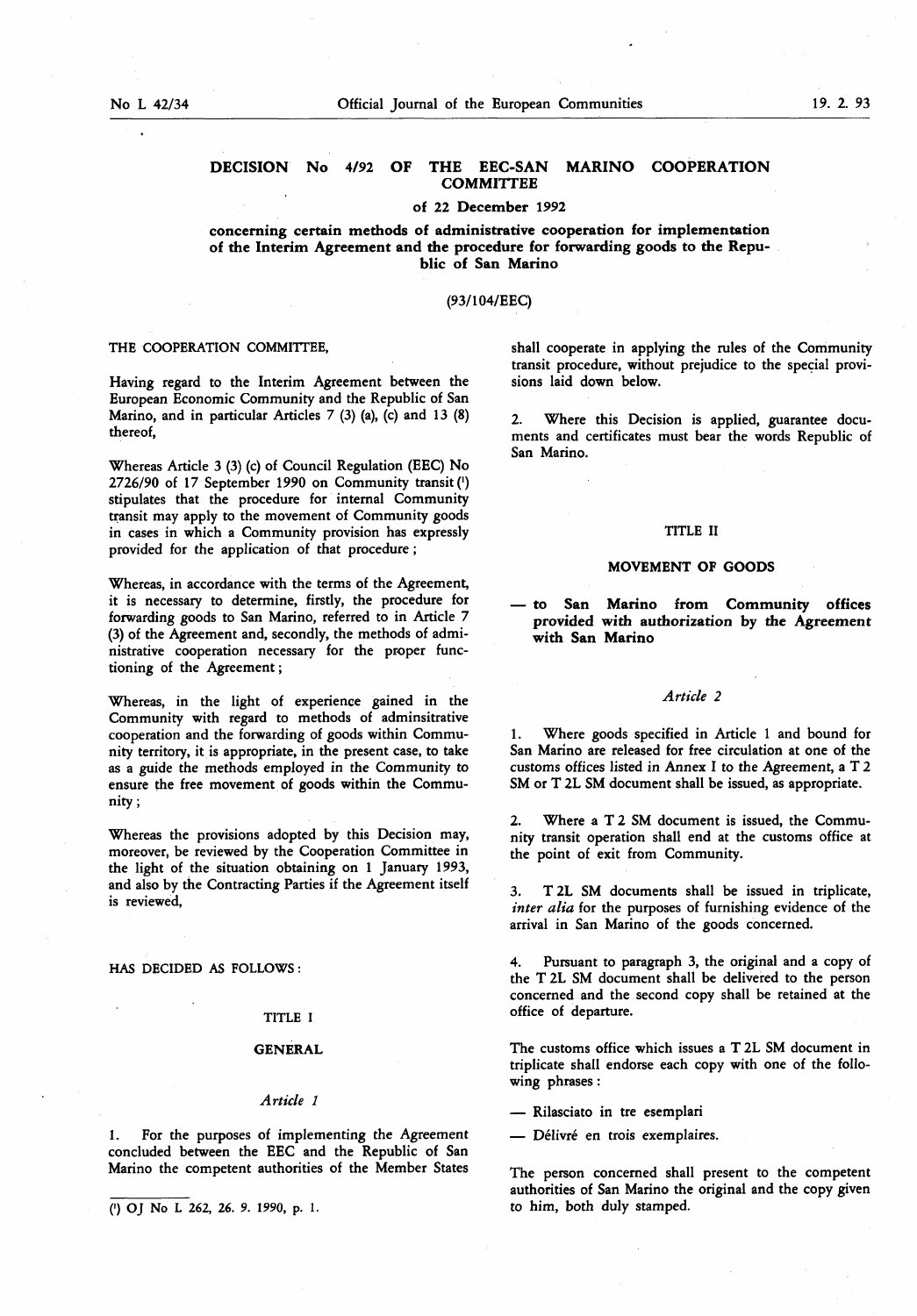# DECISION No 4/92 OF THE EEC-SAN MARINO COOPERATION COMMITTEE

## of 22 December 1992

## concerning certain methods of administrative cooperation for implementation of the Interim Agreement and the procedure for forwarding goods to the Republic of San Marino

(93/104/EEC)

THE COOPERATION COMMITTEE,

Having regard to the Interim Agreement between the European Economic Community and the Republic of San Marino, and in particular Articles 7 (3) (a), (c) and 13 (8) thereof,

Whereas Article 3 (3) (c) of Council Regulation (EEC) No 2726/90 of 17 September 1990 on Community transit [1] stipulates that the procedure for internal Community transit may apply to the movement of Community goods in cases in which a Community provision has expressly provided for the application of that procedure;

Whereas, in accordance with the terms of the Agreement, it is necessary to determine, firstly, the procedure for forwarding goods to San Marino, referred to in Article 7 (3) of the Agreement and, secondly, the methods of administrative cooperation necessary for the proper functioning of the Agreement;

Whereas, in the light of experience gained in the Community with regard to methods of adminsitrative cooperation and the forwarding of goods within Community territory, it is appropriate, in the present case, to take as a guide the methods employed in the Community to ensure the free movement of goods within the Community;

Whereas the provisions adopted by this Decision may, moreover, be reviewed by the Cooperation Committee in the light of the situation obtaining on 1 January 1993, and also by the Contracting Parties if the Agreement itself is reviewed,

HAS DECIDED AS FOLLOWS:

### TITLE I

### GENERAL

*Article 1*

1. For the purposes of implementing the Agreement concluded between the EEC and the Republic of San Marino the competent authorities of the Member States shall cooperate in applying the rules of the Community transit procedure, without prejudice to the special provisions laid down below.

2. Where this Decision is applied, guarantee documents and certificates must bear the words Republic of San Marino.

### TITLE II

### MOVEMENT OF GOODS

### — to San Marino from Community offices provided with authorization by the Agreement with San Marino

*Article 2*

1. Where goods specified in Article 1 and bound for San Marino are released for free circulation at one of the customs offices listed in Annex I to the Agreement, a T 2 SM or T 2L SM document shall be issued, as appropriate.

2. Where a T 2 SM document is issued, the Community transit operation shall end at the customs office at the point of exit from Community.

3. T 2L SM documents shall be issued in triplicate, *inter alia* for the purposes of furnishing evidence of the arrival in San Marino of the goods concerned.

4. Pursuant to paragraph 3, the original and a copy of the T 2L SM document shall be delivered to the person concerned and the second copy shall be retained at the office of departure.

The customs office which issues a T 2L SM document in triplicate shall endorse each copy with one of the following phrases:

- Rilasciato in tre esemplari
- Délivré en trois exemplaires.

The person concerned shall present to the competent authorities of San Marino the original and the copy given to him, both duly stamped.

[1] OJ No L 262, 26. 9. 1990, p. 1.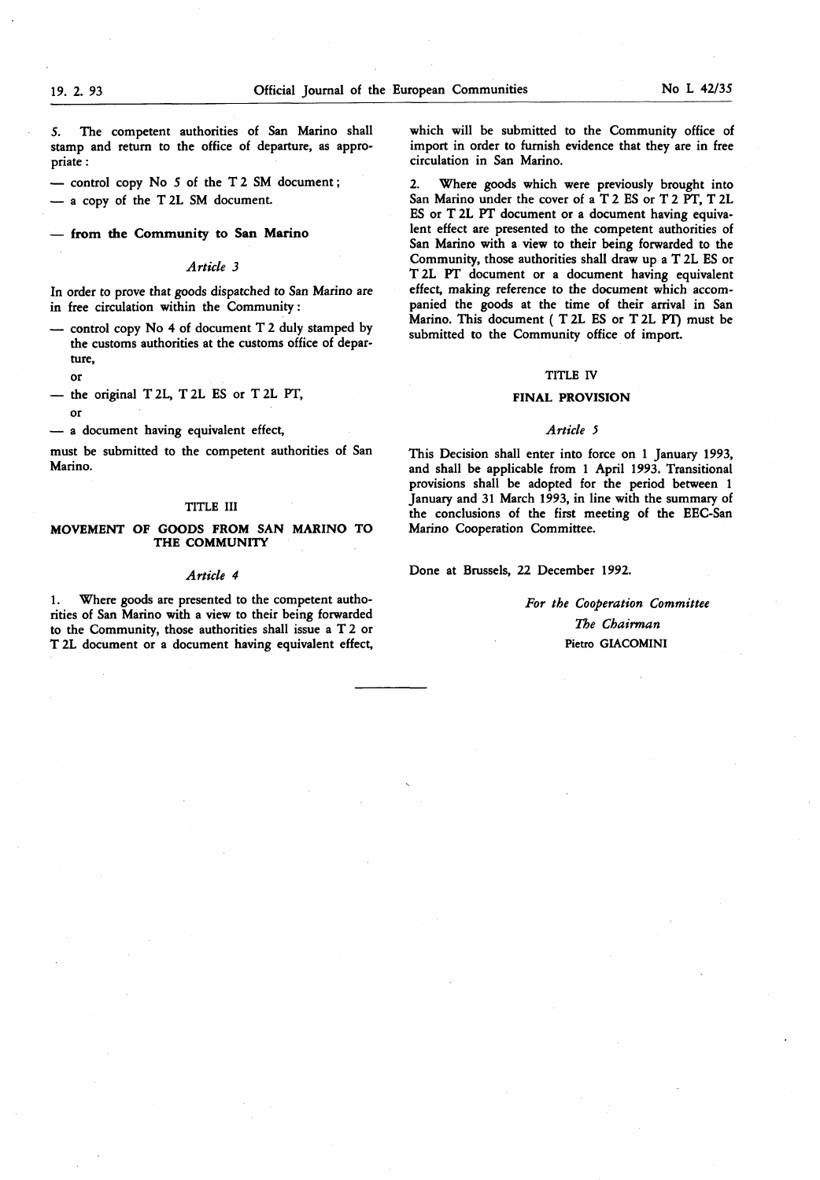5. The competent authorities of San Marino shall stamp and return to the office of departure, as appropriate:

— control copy No 5 of the T 2 SM document;

— a copy of the T 2L SM document.

**— from the Community to San Marino**

*Article 3*

In order to prove that goods dispatched to San Marino are in free circulation within the Community:

— control copy No 4 of document T 2 duly stamped by the customs authorities at the customs office of departure,

or

— the original T 2L, T 2L ES or T 2L PT,

or

— a document having equivalent effect,

must be submitted to the competent authorities of San Marino.

## TITLE III

## MOVEMENT OF GOODS FROM SAN MARINO TO THE COMMUNITY

*Article 4*

1. Where goods are presented to the competent authorities of San Marino with a view to their being forwarded to the Community, those authorities shall issue a T 2 or T 2L document or a document having equivalent effect, which will be submitted to the Community office of import in order to furnish evidence that they are in free circulation in San Marino.

2. Where goods which were previously brought into San Marino under the cover of a T 2 ES or T 2 PT, T 2L ES or T 2L PT document or a document having equivalent effect are presented to the competent authorities of San Marino with a view to their being forwarded to the Community, those authorities shall draw up a T 2L ES or T 2L PT document or a document having equivalent effect, making reference to the document which accompanied the goods at the time of their arrival in San Marino. This document ( T 2L ES or T 2L PT) must be submitted to the Community office of import.

## TITLE IV

## FINAL PROVISION

*Article 5*

This Decision shall enter into force on 1 January 1993, and shall be applicable from 1 April 1993. Transitional provisions shall be adopted for the period between 1 January and 31 March 1993, in line with the summary of the conclusions of the first meeting of the EEC-San Marino Cooperation Committee.

Done at Brussels, 22 December 1992.

*For the Cooperation Committee*

*The Chairman*

Pietro GIACOMINI